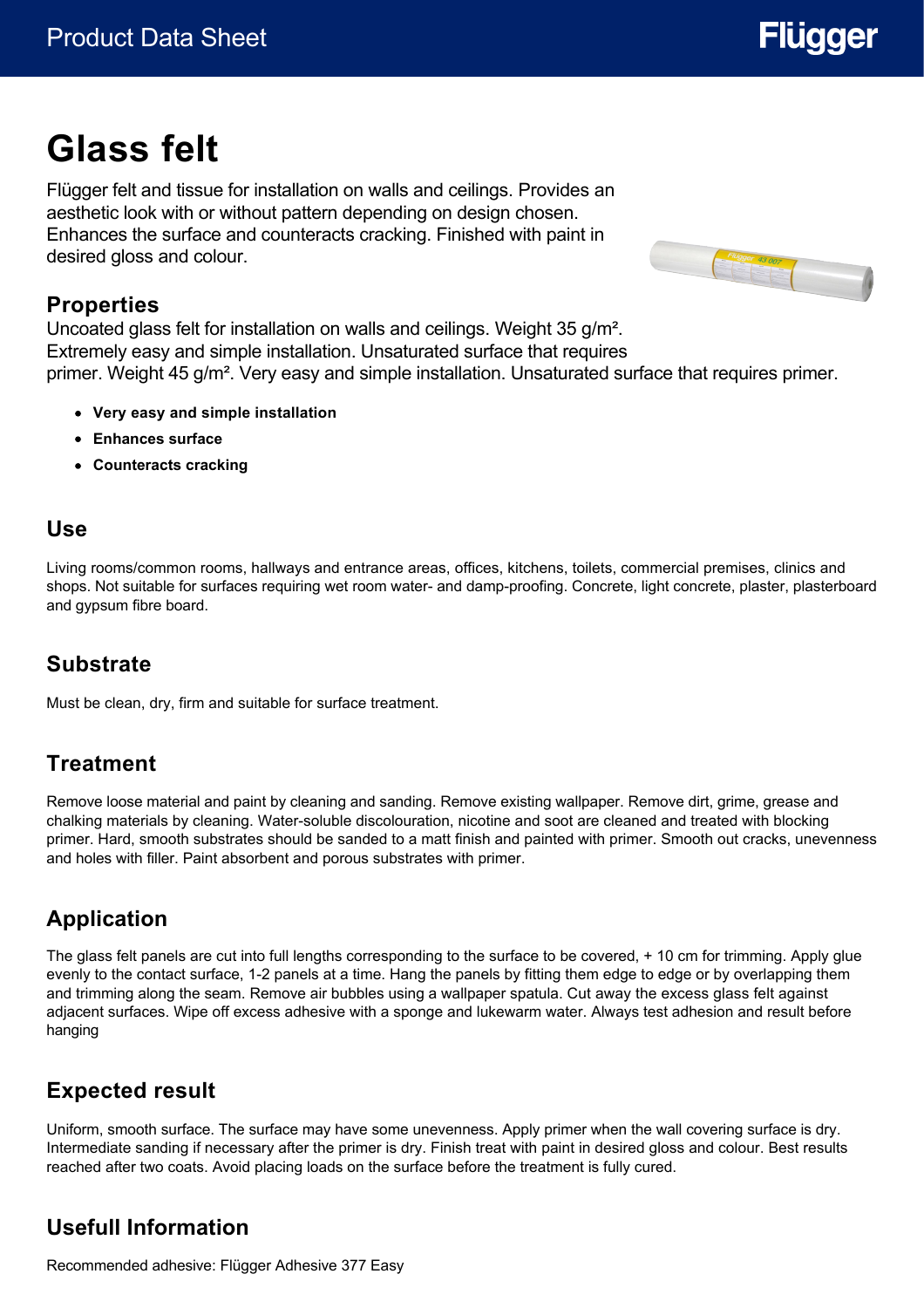# Glass felt

Flügger felt and tissue for installation on walls and ceilings. Provides an aesthetic look with or without pattern depending on design chosen. Enhances the surface and counteracts cracking. Finished with paint in desired gloss and colour.

## Properties

Uncoated glass felt for installation on walls and ceilings. Weight 35 g/m². Extremely easy and simple installation. Unsaturated surface that requires primer. Weight 45 g/m². Very easy and simple installation. Unsaturated surface that requires primer.

- **Very easy and simple installation**
- **Enhances surface**
- **Counteracts cracking**

## Use

Living rooms/common rooms, hallways and entrance areas, offices, kitchens, toilets, commercial premises, clinics and shops. Not suitable for surfaces requiring wet room water- and damp-proofing. Concrete, light concrete, plaster, plasterboard and gypsum fibre board.

## Substrate

Must be clean, dry, firm and suitable for surface treatment.

## Treatment

Remove loose material and paint by cleaning and sanding. Remove existing wallpaper. Remove dirt, grime, grease and chalking materials by cleaning. Water-soluble discolouration, nicotine and soot are cleaned and treated with blocking primer. Hard, smooth substrates should be sanded to a matt finish and painted with primer. Smooth out cracks, unevenness and holes with filler. Paint absorbent and porous substrates with primer.

## Application

The glass felt panels are cut into full lengths corresponding to the surface to be covered, + 10 cm for trimming. Apply glue evenly to the contact surface, 1-2 panels at a time. Hang the panels by fitting them edge to edge or by overlapping them and trimming along the seam. Remove air bubbles using a wallpaper spatula. Cut away the excess glass felt against adjacent surfaces. Wipe off excess adhesive with a sponge and lukewarm water. Always test adhesion and result before hanging

## Expected result

Uniform, smooth surface. The surface may have some unevenness. Apply primer when the wall covering surface is dry. Intermediate sanding if necessary after the primer is dry. Finish treat with paint in desired gloss and colour. Best results reached after two coats. Avoid placing loads on the surface before the treatment is fully cured.

## Usefull Information

Recommended adhesive: Flügger Adhesive 377 Easy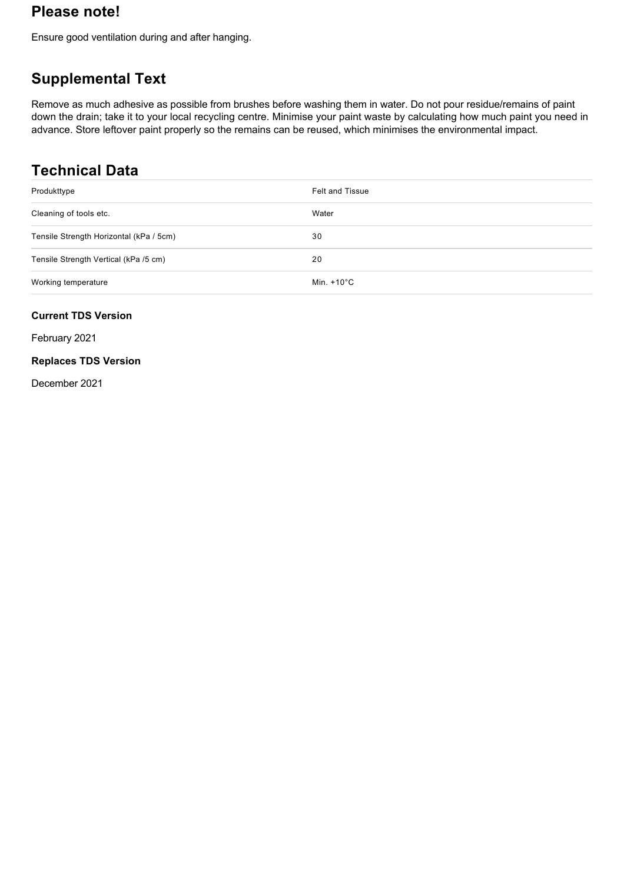## Please note!

Ensure good ventilation during and after hanging.

## Supplemental Text

Remove as much adhesive as possible from brushes before washing them in water. Do not pour residue/remains of paint down the drain; take it to your local recycling centre. Minimise your paint waste by calculating how much paint you need in advance. Store leftover paint properly so the remains can be reused, which minimises the environmental impact.

## Technical Data

| | |
|---|---|
| Produkttype | Felt and Tissue |
| Cleaning of tools etc. | Water |
| Tensile Strength Horizontal (kPa / 5cm) | 30 |
| Tensile Strength Vertical (kPa /5 cm) | 20 |
| Working temperature | Min. +10°C |

### Current TDS Version

February 2021

### Replaces TDS Version

December 2021